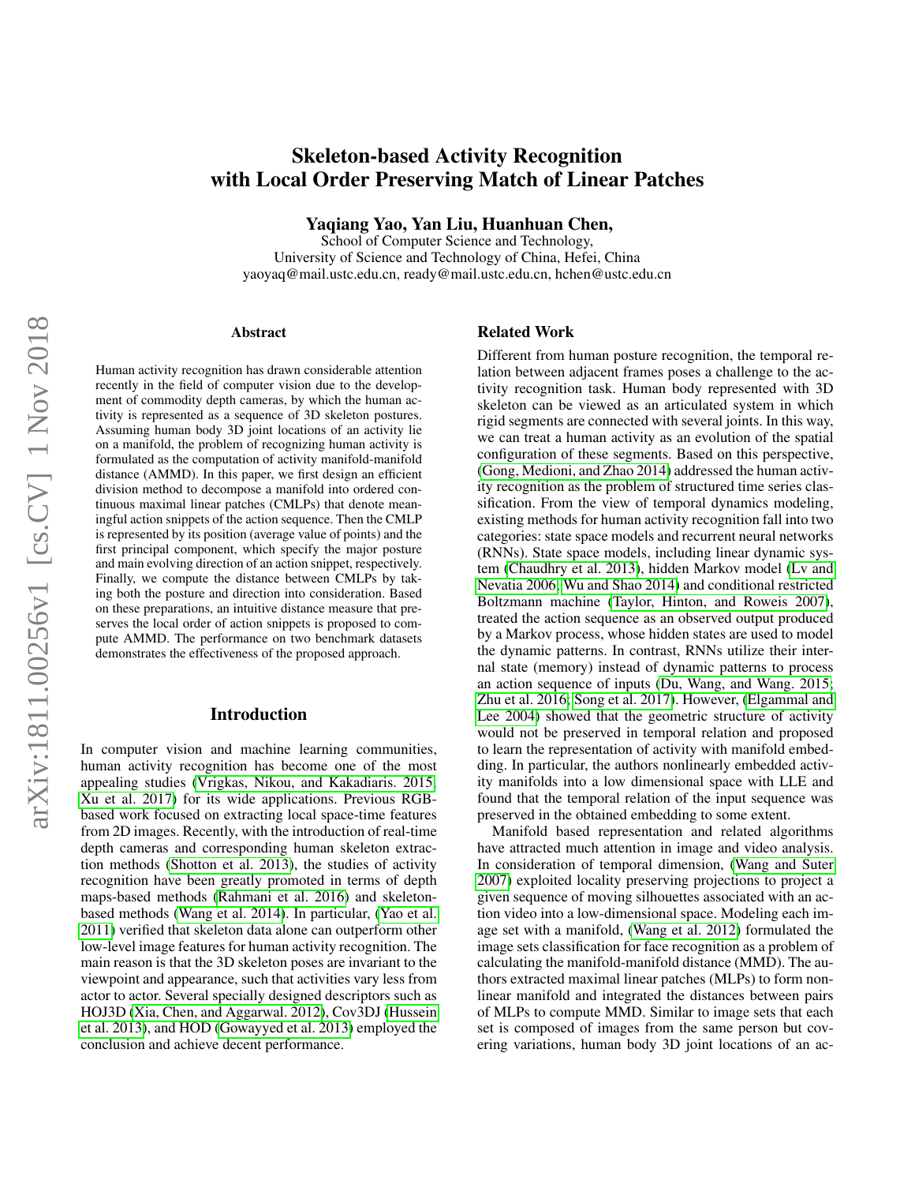# Skeleton-based Activity Recognition with Local Order Preserving Match of Linear Patches

**Yaqiang Yao, Yan Liu, Huanhuan Chen,**

School of Computer Science and Technology,
University of Science and Technology of China, Hefei, China
yaoyaq@mail.ustc.edu.cn, ready@mail.ustc.edu.cn, hchen@ustc.edu.cn

## Abstract

Human activity recognition has drawn considerable attention recently in the field of computer vision due to the development of commodity depth cameras, by which the human activity is represented as a sequence of 3D skeleton postures. Assuming human body 3D joint locations of an activity lie on a manifold, the problem of recognizing human activity is formulated as the computation of activity manifold-manifold distance (AMMD). In this paper, we first design an efficient division method to decompose a manifold into ordered continuous maximal linear patches (CMLPs) that denote meaningful action snippets of the action sequence. Then the CMLP is represented by its position (average value of points) and the first principal component, which specify the major posture and main evolving direction of an action snippet, respectively. Finally, we compute the distance between CMLPs by taking both the posture and direction into consideration. Based on these preparations, an intuitive distance measure that preserves the local order of action snippets is proposed to compute AMMD. The performance on two benchmark datasets demonstrates the effectiveness of the proposed approach.

## Introduction

In computer vision and machine learning communities, human activity recognition has become one of the most appealing studies (Vrigkas, Nikou, and Kakadiaris. 2015; Xu et al. 2017) for its wide applications. Previous RGB-based work focused on extracting local space-time features from 2D images. Recently, with the introduction of real-time depth cameras and corresponding human skeleton extraction methods (Shotton et al. 2013), the studies of activity recognition have been greatly promoted in terms of depth maps-based methods (Rahmani et al. 2016) and skeleton-based methods (Wang et al. 2014). In particular, (Yao et al. 2011) verified that skeleton data alone can outperform other low-level image features for human activity recognition. The main reason is that the 3D skeleton poses are invariant to the viewpoint and appearance, such that activities vary less from actor to actor. Several specially designed descriptors such as HOJ3D (Xia, Chen, and Aggarwal. 2012), Cov3DJ (Hussein et al. 2013), and HOD (Gowayyed et al. 2013) employed the conclusion and achieve decent performance.

## Related Work

Different from human posture recognition, the temporal relation between adjacent frames poses a challenge to the activity recognition task. Human body represented with 3D skeleton can be viewed as an articulated system in which rigid segments are connected with several joints. In this way, we can treat a human activity as an evolution of the spatial configuration of these segments. Based on this perspective, (Gong, Medioni, and Zhao 2014) addressed the human activity recognition as the problem of structured time series classification. From the view of temporal dynamics modeling, existing methods for human activity recognition fall into two categories: state space models and recurrent neural networks (RNNs). State space models, including linear dynamic system (Chaudhry et al. 2013), hidden Markov model (Lv and Nevatia 2006; Wu and Shao 2014) and conditional restricted Boltzmann machine (Taylor, Hinton, and Roweis 2007), treated the action sequence as an observed output produced by a Markov process, whose hidden states are used to model the dynamic patterns. In contrast, RNNs utilize their internal state (memory) instead of dynamic patterns to process an action sequence of inputs (Du, Wang, and Wang. 2015; Zhu et al. 2016; Song et al. 2017). However, (Elgammal and Lee 2004) showed that the geometric structure of activity would not be preserved in temporal relation and proposed to learn the representation of activity with manifold embedding. In particular, the authors nonlinearly embedded activity manifolds into a low dimensional space with LLE and found that the temporal relation of the input sequence was preserved in the obtained embedding to some extent.

Manifold based representation and related algorithms have attracted much attention in image and video analysis. In consideration of temporal dimension, (Wang and Suter 2007) exploited locality preserving projections to project a given sequence of moving silhouettes associated with an action video into a low-dimensional space. Modeling each image set with a manifold, (Wang et al. 2012) formulated the image sets classification for face recognition as a problem of calculating the manifold-manifold distance (MMD). The authors extract maximal linear patches (MLPs) to form nonlinear manifold and integrated the distances between pairs of MLPs to compute MMD. Similar to image sets that each set is composed of images from the same person but covering variations, human body 3D joint locations of an ac-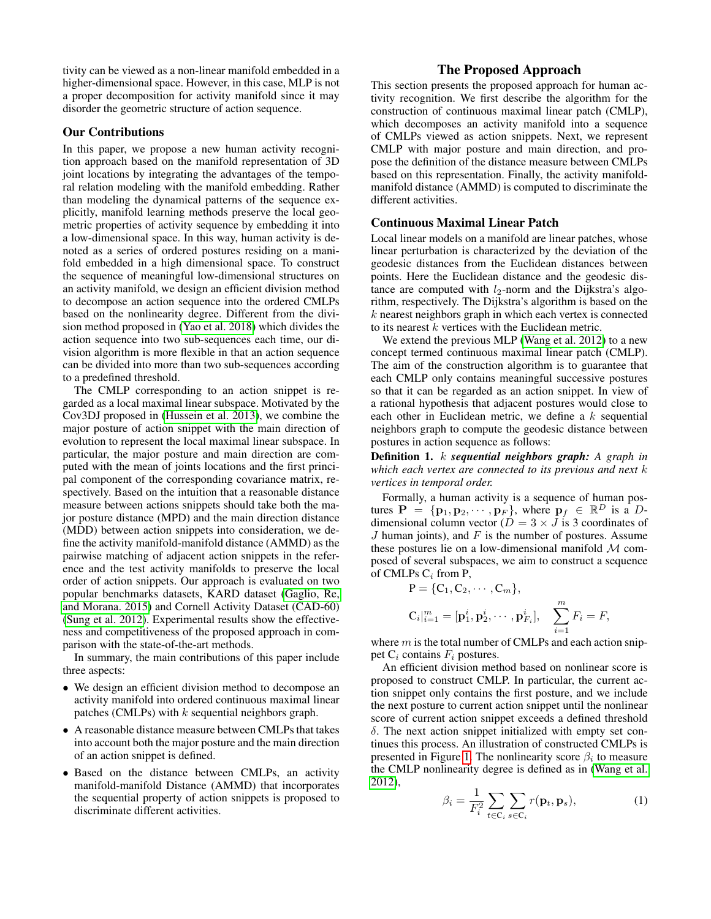tivity can be viewed as a non-linear manifold embedded in a higher-dimensional space. However, in this case, MLP is not a proper decomposition for activity manifold since it may disorder the geometric structure of action sequence.

## Our Contributions

In this paper, we propose a new human activity recognition approach based on the manifold representation of 3D joint locations by integrating the advantages of the temporal relation modeling with the manifold embedding. Rather than modeling the dynamical patterns of the sequence explicitly, manifold learning methods preserve the local geometric properties of activity sequence by embedding it into a low-dimensional space. In this way, human activity is denoted as a series of ordered postures residing on a manifold embedded in a high dimensional space. To construct the sequence of meaningful low-dimensional structures on an activity manifold, we design an efficient division method to decompose an action sequence into the ordered CMLPs based on the nonlinearity degree. Different from the division method proposed in (Yao et al. 2018) which divides the action sequence into two sub-sequences each time, our division algorithm is more flexible in that an action sequence can be divided into more than two sub-sequences according to a predefined threshold.

The CMLP corresponding to an action snippet is regarded as a local maximal linear subspace. Motivated by the Cov3DJ proposed in (Hussein et al. 2013), we combine the major posture of action snippet with the main direction of evolution to represent the local maximal linear subspace. In particular, the major posture and main direction are computed with the mean of joints locations and the first principal component of the corresponding covariance matrix, respectively. Based on the intuition that a reasonable distance measure between actions snippets should take both the major posture distance (MPD) and the main direction distance (MDD) between action snippets into consideration, we define the activity manifold-manifold distance (AMMD) as the pairwise matching of adjacent action snippets in the reference and the test activity manifolds to preserve the local order of action snippets. Our approach is evaluated on two popular benchmarks datasets, KARD dataset (Gaglio, Re, and Morana. 2015) and Cornell Activity Dataset (CAD-60) (Sung et al. 2012). Experimental results show the effectiveness and competitiveness of the proposed approach in comparison with the state-of-the-art methods.

In summary, the main contributions of this paper include three aspects:

- We design an efficient division method to decompose an activity manifold into ordered continuous maximal linear patches (CMLPs) with $k$ sequential neighbors graph.
- A reasonable distance measure between CMLPs that takes into account both the major posture and the main direction of an action snippet is defined.
- Based on the distance between CMLPs, an activity manifold-manifold Distance (AMMD) that incorporates the sequential property of action snippets is proposed to discriminate different activities.

# The Proposed Approach

This section presents the proposed approach for human activity recognition. We first describe the algorithm for the construction of continuous maximal linear patch (CMLP), which decomposes an activity manifold into a sequence of CMLPs viewed as action snippets. Next, we represent CMLP with major posture and main direction, and propose the definition of the distance measure between CMLPs based on this representation. Finally, the activity manifold-manifold distance (AMMD) is computed to discriminate the different activities.

## Continuous Maximal Linear Patch

Local linear models on a manifold are linear patches, whose linear perturbation is characterized by the deviation of the geodesic distances from the Euclidean distances between points. Here the Euclidean distance and the geodesic distance are computed with $l_2$-norm and the Dijkstra's algorithm, respectively. The Dijkstra's algorithm is based on the $k$ nearest neighbors graph in which each vertex is connected to its nearest $k$ vertices with the Euclidean metric.

We extend the previous MLP (Wang et al. 2012) to a new concept termed continuous maximal linear patch (CMLP). The aim of the construction algorithm is to guarantee that each CMLP only contains meaningful successive postures so that it can be regarded as an action snippet. In view of a rational hypothesis that adjacent postures would close to each other in Euclidean metric, we define a $k$ sequential neighbors graph to compute the geodesic distance between postures in action sequence as follows:

**Definition 1.** $k$ ***sequential neighbors graph:*** *A graph in which each vertex are connected to its previous and next $k$ vertices in temporal order.*

Formally, a human activity is a sequence of human postures $\mathbf{P} = \{\mathbf{p}_1, \mathbf{p}_2, \cdots, \mathbf{p}_F\}$, where $\mathbf{p}_f \in \mathbb{R}^D$ is a $D$-dimensional column vector ($D = 3 \times J$ is 3 coordinates of $J$ human joints), and $F$ is the number of postures. Assume these postures lie on a low-dimensional manifold $\mathcal{M}$ composed of several subspaces, we aim to construct a sequence of CMLPs $\mathrm{C}_i$ from P,

$$\mathrm{P} = \{\mathrm{C}_1, \mathrm{C}_2, \cdots, \mathrm{C}_m\},$$

$$\mathrm{C}_i|_{i=1}^{m} = [\mathbf{p}_1^i, \mathbf{p}_2^i, \cdots, \mathbf{p}_{F_i}^i], \quad \sum_{i=1}^{m} F_i = F,$$

where $m$ is the total number of CMLPs and each action snippet $\mathrm{C}_i$ contains $F_i$ postures.

An efficient division method based on nonlinear score is proposed to construct CMLP. In particular, the current action snippet only contains the first posture, and we include the next posture to current action snippet until the nonlinear score of current action snippet exceeds a defined threshold $\delta$. The next action snippet initialized with empty set continues this process. An illustration of constructed CMLPs is presented in Figure 1. The nonlinearity score $\beta_i$ to measure the CMLP nonlinearity degree is defined as in (Wang et al. 2012),

$$\beta_i = \frac{1}{F_i^2} \sum_{t \in \mathrm{C}_i} \sum_{s \in \mathrm{C}_i} r(\mathbf{p}_t, \mathbf{p}_s), \tag{1}$$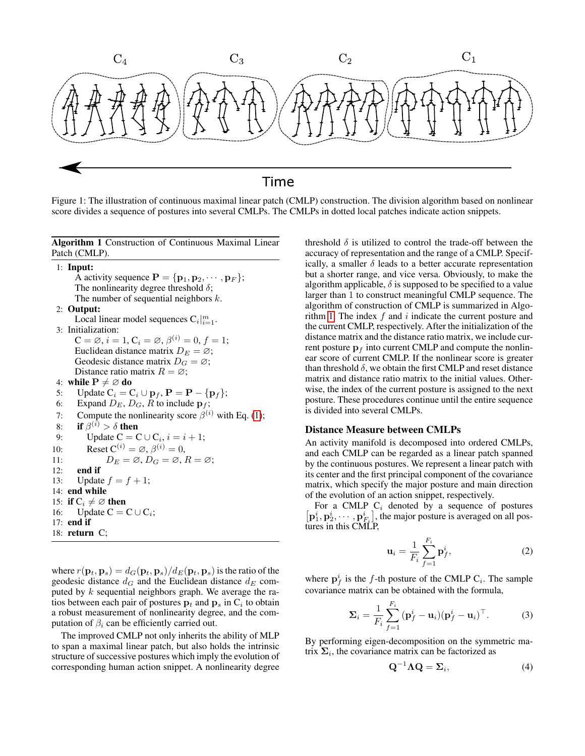Figure 1: The illustration of continuous maximal linear patch (CMLP) construction. The division algorithm based on nonlinear score divides a sequence of postures into several CMLPs. The CMLPs in dotted local patches indicate action snippets.

**Algorithm 1** Construction of Continuous Maximal Linear Patch (CMLP).

```
1: Input:
     A activity sequence P = {p_1, p_2, ..., p_F};
     The nonlinearity degree threshold δ;
     The number of sequential neighbors k.
2: Output:
     Local linear model sequences C_i|_{i=1}^m.
3: Initialization:
     C = ∅, i = 1, C_i = ∅, β^(i) = 0, f = 1;
     Euclidean distance matrix D_E = ∅;
     Geodesic distance matrix D_G = ∅;
     Distance ratio matrix R = ∅;
4: while P ≠ ∅ do
5:    Update C_i = C_i ∪ p_f, P = P − {p_f};
6:    Expand D_E, D_G, R to include p_f;
7:    Compute the nonlinearity score β^(i) with Eq. (1);
8:    if β^(i) > δ then
9:       Update C = C ∪ C_i, i = i + 1;
10:      Reset C^(i) = ∅, β^(i) = 0,
11:          D_E = ∅, D_G = ∅, R = ∅;
12:   end if
13:   Update f = f + 1;
14: end while
15: if C_i ≠ ∅ then
16:    Update C = C ∪ C_i;
17: end if
18: return C;
```

where $r(\mathbf{p}_t, \mathbf{p}_s) = d_G(\mathbf{p}_t, \mathbf{p}_s)/d_E(\mathbf{p}_t, \mathbf{p}_s)$ is the ratio of the geodesic distance $d_G$ and the Euclidean distance $d_E$ computed by $k$ sequential neighbors graph. We average the ratios between each pair of postures $\mathbf{p}_t$ and $\mathbf{p}_s$ in $\mathrm{C}_i$ to obtain a robust measurement of nonlinearity degree, and the computation of $\beta_i$ can be efficiently carried out.

The improved CMLP not only inherits the ability of MLP to span a maximal linear patch, but also holds the intrinsic structure of successive postures which imply the evolution of corresponding human action snippet. A nonlinearity degree threshold $\delta$ is utilized to control the trade-off between the accuracy of representation and the range of a CMLP. Specifically, a smaller $\delta$ leads to a better accurate representation but a shorter range, and vice versa. Obviously, to make the algorithm applicable, $\delta$ is supposed to be specified to a value larger than 1 to construct meaningful CMLP sequence. The algorithm of construction of CMLP is summarized in Algorithm 1. The index $f$ and $i$ indicate the current posture and the current CMLP, respectively. After the initialization of the distance matrix and the distance ratio matrix, we include current posture $\mathbf{p}_f$ into current CMLP and compute the nonlinear score of current CMLP. If the nonlinear score is greater than threshold $\delta$, we obtain the first CMLP and reset distance matrix and distance ratio matrix to the initial values. Otherwise, the index of the current posture is assigned to the next posture. These procedures continue until the entire sequence is divided into several CMLPs.

## Distance Measure between CMLPs

An activity manifold is decomposed into ordered CMLPs, and each CMLP can be regarded as a linear patch spanned by the continuous postures. We represent a linear patch with its center and the first principal component of the covariance matrix, which specify the major posture and main direction of the evolution of an action snippet, respectively.

For a CMLP $\mathrm{C}_i$ denoted by a sequence of postures $\left[\mathbf{p}_1^i, \mathbf{p}_2^i, \cdots, \mathbf{p}_{F_i}^i\right]$, the major posture is averaged on all postures in this CMLP,

$$\mathbf{u}_i = \frac{1}{F_i} \sum_{f=1}^{F_i} \mathbf{p}_f^i, \tag{2}$$

where $\mathbf{p}_f^i$ is the $f$-th posture of the CMLP $\mathrm{C}_i$. The sample covariance matrix can be obtained with the formula,

$$\mathbf{\Sigma}_i = \frac{1}{F_i} \sum_{f=1}^{F_i} (\mathbf{p}_f^i - \mathbf{u}_i)(\mathbf{p}_f^i - \mathbf{u}_i)^\top. \tag{3}$$

By performing eigen-decomposition on the symmetric matrix $\mathbf{\Sigma}_i$, the covariance matrix can be factorized as

$$\mathbf{Q}^{-1}\mathbf{\Lambda}\mathbf{Q} = \mathbf{\Sigma}_i, \tag{4}$$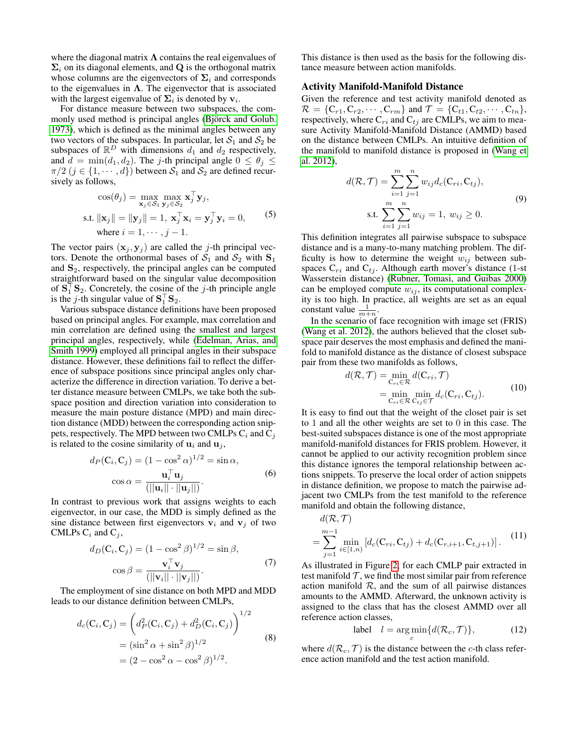where the diagonal matrix $\mathbf{\Lambda}$ contains the real eigenvalues of $\mathbf{\Sigma}_i$ on its diagonal elements, and $\mathbf{Q}$ is the orthogonal matrix whose columns are the eigenvectors of $\mathbf{\Sigma}_i$ and corresponds to the eigenvalues in $\mathbf{\Lambda}$. The eigenvector that is associated with the largest eigenvalue of $\mathbf{\Sigma}_i$ is denoted by $\mathbf{v}_i$.

For distance measure between two subspaces, the commonly used method is principal angles (Björck and Golub. 1973), which is defined as the minimal angles between any two vectors of the subspaces. In particular, let $\mathcal{S}_1$ and $\mathcal{S}_2$ be subspaces of $\mathbb{R}^D$ with dimensions $d_1$ and $d_2$ respectively, and $d = \min(d_1, d_2)$. The $j$-th principal angle $0 \leq \theta_j \leq \pi/2$ $(j \in \{1, \cdots, d\})$ between $\mathcal{S}_1$ and $\mathcal{S}_2$ are defined recursively as follows,

$$
\begin{aligned}
&\cos(\theta_j) = \max_{\mathbf{x}_j \in \mathcal{S}_1} \max_{\mathbf{y}_j \in \mathcal{S}_2} \mathbf{x}_j^\top \mathbf{y}_j, \\
&\text{s.t. } \|\mathbf{x}_j\| = \|\mathbf{y}_j\| = 1,\ \mathbf{x}_j^\top \mathbf{x}_i = \mathbf{y}_j^\top \mathbf{y}_i = 0, \\
&\text{where } i = 1, \cdots, j-1.
\end{aligned}
\tag{5}
$$

The vector pairs $(\mathbf{x}_j, \mathbf{y}_j)$ are called the $j$-th principal vectors. Denote the orthonormal bases of $\mathcal{S}_1$ and $\mathcal{S}_2$ with $\mathbf{S}_1$ and $\mathbf{S}_2$, respectively, the principal angles can be computed straightforward based on the singular value decomposition of $\mathbf{S}_1^\top \mathbf{S}_2$. Concretely, the cosine of the $j$-th principle angle is the $j$-th singular value of $\mathbf{S}_1^\top \mathbf{S}_2$.

Various subspace distance definitions have been proposed based on principal angles. For example, max correlation and min correlation are defined using the smallest and largest principal angles, respectively, while (Edelman, Arias, and Smith 1999) employed all principal angles in their subspace distance. However, these definitions fail to reflect the difference of subspace positions since principal angles only characterize the difference in direction variation. To derive a better distance measure between CMLPs, we take both the subspace position and direction variation into consideration to measure the main posture distance (MPD) and main direction distance (MDD) between the corresponding action snippets, respectively. The MPD between two CMLPs $\mathrm{C}_i$ and $\mathrm{C}_j$ is related to the cosine similarity of $\mathbf{u}_i$ and $\mathbf{u}_j$,

$$
\begin{aligned}
d_P(\mathrm{C}_i, \mathrm{C}_j) &= (1 - \cos^2 \alpha)^{1/2} = \sin \alpha, \\
\cos \alpha &= \frac{\mathbf{u}_i^\top \mathbf{u}_j}{(||\mathbf{u}_i|| \cdot ||\mathbf{u}_j||)}.
\end{aligned}
\tag{6}
$$

In contrast to previous work that assigns weights to each eigenvector, in our case, the MDD is simply defined as the sine distance between first eigenvectors $\mathbf{v}_i$ and $\mathbf{v}_j$ of two CMLPs $\mathrm{C}_i$ and $\mathrm{C}_j$,

$$
\begin{aligned}
d_D(\mathrm{C}_i, \mathrm{C}_j) &= (1 - \cos^2 \beta)^{1/2} = \sin \beta, \\
\cos \beta &= \frac{\mathbf{v}_i^\top \mathbf{v}_j}{(||\mathbf{v}_i|| \cdot ||\mathbf{v}_j||)}.
\end{aligned}
\tag{7}
$$

The employment of sine distance on both MPD and MDD leads to our distance definition between CMLPs,

$$
\begin{aligned}
d_c(\mathrm{C}_i, \mathrm{C}_j) &= \left( d_P^2(\mathrm{C}_i, \mathrm{C}_j) + d_D^2(\mathrm{C}_i, \mathrm{C}_j) \right)^{1/2} \\
&= (\sin^2 \alpha + \sin^2 \beta)^{1/2} \\
&= (2 - \cos^2 \alpha - \cos^2 \beta)^{1/2}.
\end{aligned}
\tag{8}
$$

This distance is then used as the basis for the following distance measure between action manifolds.

### Activity Manifold-Manifold Distance

Given the reference and test activity manifold denoted as $\mathcal{R} = \{\mathrm{C}_{r1}, \mathrm{C}_{r2}, \cdots, \mathrm{C}_{rm}\}$ and $\mathcal{T} = \{\mathrm{C}_{t1}, \mathrm{C}_{t2}, \cdots, \mathrm{C}_{tn}\}$, respectively, where $\mathrm{C}_{ri}$ and $\mathrm{C}_{tj}$ are CMLPs, we aim to measure Activity Manifold-Manifold Distance (AMMD) based on the distance between CMLPs. An intuitive definition of the manifold to manifold distance is proposed in (Wang et al. 2012),

$$
\begin{aligned}
d(\mathcal{R}, \mathcal{T}) &= \sum_{i=1}^{m} \sum_{j=1}^{n} w_{ij} d_c(\mathrm{C}_{ri}, \mathrm{C}_{tj}), \\
\text{s.t. } &\sum_{i=1}^{m} \sum_{j=1}^{n} w_{ij} = 1,\ w_{ij} \geq 0.
\end{aligned}
\tag{9}
$$

This definition integrates all pairwise subspace to subspace distance and is a many-to-many matching problem. The difficulty is how to determine the weight $w_{ij}$ between subspaces $\mathrm{C}_{ri}$ and $\mathrm{C}_{tj}$. Although earth mover's distance (1-st Wasserstein distance) (Rubner, Tomasi, and Guibas 2000) can be employed compute $w_{ij}$, its computational complexity is too high. In practice, all weights are set as an equal constant value $\frac{1}{m+n}$.

In the scenario of face recognition with image set (FRIS) (Wang et al. 2012), the authors believed that the closet subspace pair deserves the most emphasis and defined the manifold to manifold distance as the distance of closest subspace pair from these two manifolds as follows,

$$
\begin{aligned}
d(\mathcal{R}, \mathcal{T}) &= \min_{\mathrm{C}_{ri} \in \mathcal{R}} d(\mathrm{C}_{ri}, \mathcal{T}) \\
&= \min_{\mathrm{C}_{ri} \in \mathcal{R}} \min_{\mathrm{C}_{tj} \in \mathcal{T}} d_c(\mathrm{C}_{ri}, \mathrm{C}_{tj}).
\end{aligned}
\tag{10}
$$

It is easy to find out that the weight of the closet pair is set to 1 and all the other weights are set to 0 in this case. The best-suited subspaces distance is one of the most appropriate manifold-manifold distances for FRIS problem. However, it cannot be applied to our activity recognition problem since this distance ignores the temporal relationship between actions snippets. To preserve the local order of action snippets in distance definition, we propose to match the pairwise adjacent two CMLPs from the test manifold to the reference manifold and obtain the following distance,

$$
\begin{aligned}
&d(\mathcal{R}, \mathcal{T}) \\
&= \sum_{j=1}^{m-1} \min_{i \in [1,n)} \left[ d_c(\mathrm{C}_{ri}, \mathrm{C}_{tj}) + d_c(\mathrm{C}_{r,i+1}, \mathrm{C}_{t,j+1}) \right].
\end{aligned}
\tag{11}
$$

As illustrated in Figure 2, for each CMLP pair extracted in test manifold $\mathcal{T}$, we find the most similar pair from reference action manifold $\mathcal{R}$, and the sum of all pairwise distances amounts to the AMMD. Afterward, the unknown activity is assigned to the class that has the closest AMMD over all reference action classes,

$$
\text{label} \quad l = \arg\min_{c} \{d(\mathcal{R}_c, \mathcal{T})\},
\tag{12}
$$

where $d(\mathcal{R}_c, \mathcal{T})$ is the distance between the $c$-th class reference action manifold and the test action manifold.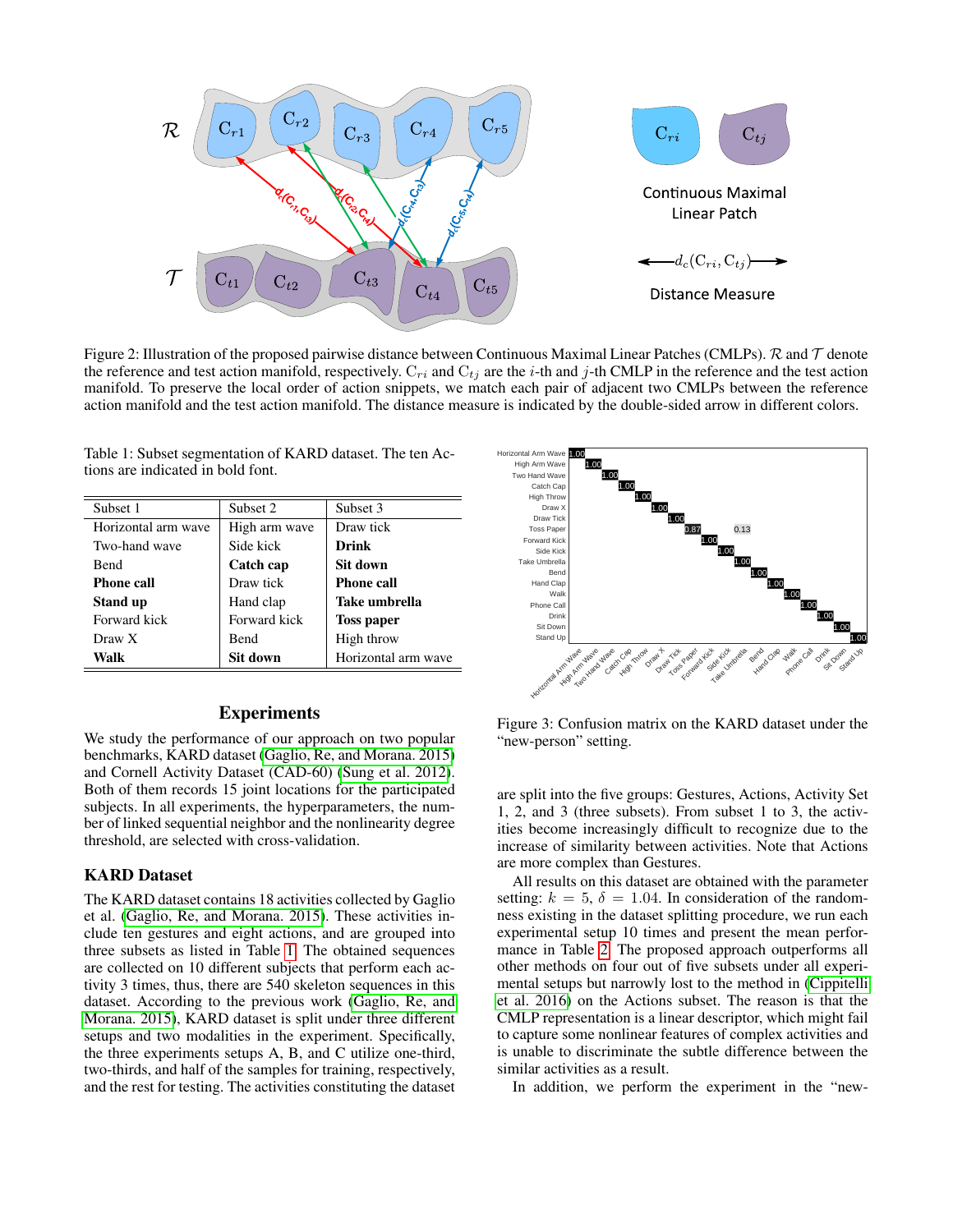Figure 2: Illustration of the proposed pairwise distance between Continuous Maximal Linear Patches (CMLPs). $\mathcal{R}$ and $\mathcal{T}$ denote the reference and test action manifold, respectively. $\mathrm{C}_{ri}$ and $\mathrm{C}_{tj}$ are the $i$-th and $j$-th CMLP in the reference and the test action manifold. To preserve the local order of action snippets, we match each pair of adjacent two CMLPs between the reference action manifold and the test action manifold. The distance measure is indicated by the double-sided arrow in different colors.

Table 1: Subset segmentation of KARD dataset. The ten Actions are indicated in bold font.

| Subset 1 | Subset 2 | Subset 3 |
|---|---|---|
| Horizontal arm wave | High arm wave | Draw tick |
| Two-hand wave | Side kick | **Drink** |
| Bend | **Catch cap** | **Sit down** |
| **Phone call** | Draw tick | **Phone call** |
| **Stand up** | Hand clap | **Take umbrella** |
| Forward kick | Forward kick | **Toss paper** |
| Draw X | Bend | High throw |
| **Walk** | **Sit down** | Horizontal arm wave |

Figure 3: Confusion matrix on the KARD dataset under the "new-person" setting.

## Experiments

We study the performance of our approach on two popular benchmarks, KARD dataset (Gaglio, Re, and Morana. 2015) and Cornell Activity Dataset (CAD-60) (Sung et al. 2012). Both of them records 15 joint locations for the participated subjects. In all experiments, the hyperparameters, the number of linked sequential neighbor and the nonlinearity degree threshold, are selected with cross-validation.

### KARD Dataset

The KARD dataset contains 18 activities collected by Gaglio et al. (Gaglio, Re, and Morana. 2015). These activities include ten gestures and eight actions, and are grouped into three subsets as listed in Table 1. The obtained sequences are collected on 10 different subjects that perform each activity 3 times, thus, there are 540 skeleton sequences in this dataset. According to the previous work (Gaglio, Re, and Morana. 2015), KARD dataset is split under three different setups and two modalities in the experiment. Specifically, the three experiments setups A, B, and C utilize one-third, two-thirds, and half of the samples for training, respectively, and the rest for testing. The activities constituting the dataset are split into the five groups: Gestures, Actions, Activity Set 1, 2, and 3 (three subsets). From subset 1 to 3, the activities become increasingly difficult to recognize due to the increase of similarity between activities. Note that Actions are more complex than Gestures.

All results on this dataset are obtained with the parameter setting: $k = 5$, $\delta = 1.04$. In consideration of the randomness existing in the dataset splitting procedure, we run each experimental setup 10 times and present the mean performance in Table 2. The proposed approach outperforms all other methods on four out of five subsets under all experimental setups but narrowly lost to the method in (Cippitelli et al. 2016) on the Actions subset. The reason is that the CMLP representation is a linear descriptor, which might fail to capture some nonlinear features of complex activities and is unable to discriminate the subtle difference between the similar activities as a result.

In addition, we perform the experiment in the "new-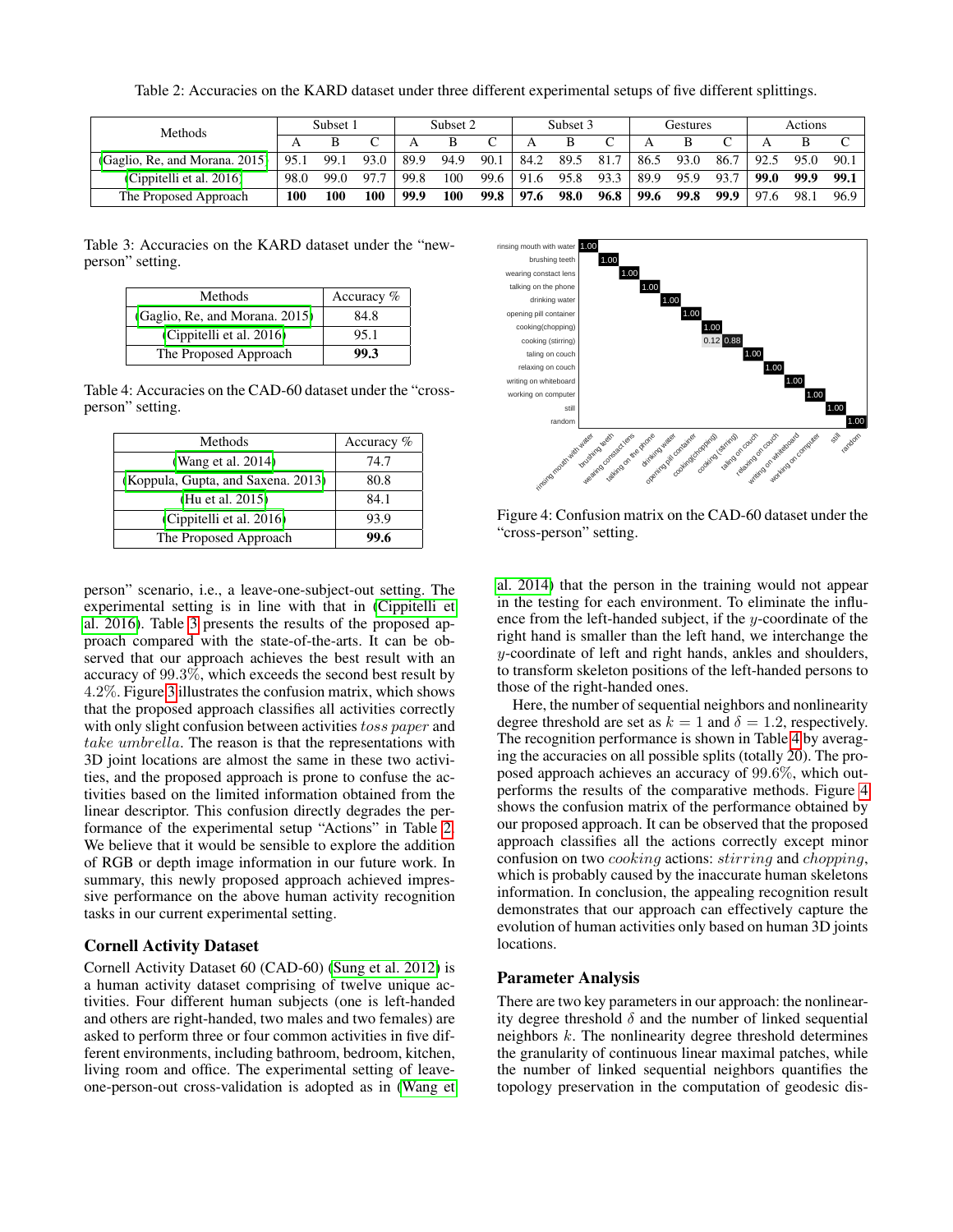Table 2: Accuracies on the KARD dataset under three different experimental setups of five different splittings.

| Methods | Subset 1 | | | Subset 2 | | | Subset 3 | | | Gestures | | | Actions | | |
|---|---|---|---|---|---|---|---|---|---|---|---|---|---|---|---|
| | A | B | C | A | B | C | A | B | C | A | B | C | A | B | C |
| (Gaglio, Re, and Morana. 2015) | 95.1 | 99.1 | 93.0 | 89.9 | 94.9 | 90.1 | 84.2 | 89.5 | 81.7 | 86.5 | 93.0 | 86.7 | 92.5 | 95.0 | 90.1 |
| (Cippitelli et al. 2016) | 98.0 | 99.0 | 97.7 | 99.8 | 100 | 99.6 | 91.6 | 95.8 | 93.3 | 89.9 | 95.9 | 93.7 | **99.0** | **99.9** | **99.1** |
| The Proposed Approach | **100** | **100** | **100** | **99.9** | **100** | **99.8** | **97.6** | **98.0** | **96.8** | **99.6** | **99.8** | **99.9** | 97.6 | 98.1 | 96.9 |

Table 3: Accuracies on the KARD dataset under the "new-person" setting.

| Methods | Accuracy % |
|---|---|
| (Gaglio, Re, and Morana. 2015) | 84.8 |
| (Cippitelli et al. 2016) | 95.1 |
| The Proposed Approach | **99.3** |

Table 4: Accuracies on the CAD-60 dataset under the "cross-person" setting.

| Methods | Accuracy % |
|---|---|
| (Wang et al. 2014) | 74.7 |
| (Koppula, Gupta, and Saxena. 2013) | 80.8 |
| (Hu et al. 2015) | 84.1 |
| (Cippitelli et al. 2016) | 93.9 |
| The Proposed Approach | **99.6** |

person" scenario, i.e., a leave-one-subject-out setting. The experimental setting is in line with that in (Cippitelli et al. 2016). Table 3 presents the results of the proposed approach compared with the state-of-the-arts. It can be observed that our approach achieves the best result with an accuracy of $99.3\%$, which exceeds the second best result by $4.2\%$. Figure 3 illustrates the confusion matrix, which shows that the proposed approach classifies all activities correctly with only slight confusion between activities $toss\ paper$ and $take\ umbrella$. The reason is that the representations with 3D joint locations are almost the same in these two activities, and the proposed approach is prone to confuse the activities based on the limited information obtained from the linear descriptor. This confusion directly degrades the performance of the experimental setup "Actions" in Table 2. We believe that it would be sensible to explore the addition of RGB or depth image information in our future work. In summary, this newly proposed approach achieved impressive performance on the above human activity recognition tasks in our current experimental setting.

### Cornell Activity Dataset

Cornell Activity Dataset 60 (CAD-60) (Sung et al. 2012) is a human activity dataset comprising of twelve unique activities. Four different human subjects (one is left-handed and others are right-handed, two males and two females) are asked to perform three or four common activities in five different environments, including bathroom, bedroom, kitchen, living room and office. The experimental setting of leave-one-person-out cross-validation is adopted as in (Wang et al. 2014) that the person in the training would not appear in the testing for each environment. To eliminate the influence from the left-handed subject, if the $y$-coordinate of the right hand is smaller than the left hand, we interchange the $y$-coordinate of left and right hands, ankles and shoulders, to transform skeleton positions of the left-handed persons to those of the right-handed ones.

Here, the number of sequential neighbors and nonlinearity degree threshold are set as $k = 1$ and $\delta = 1.2$, respectively. The recognition performance is shown in Table 4 by averaging the accuracies on all possible splits (totally 20). The proposed approach achieves an accuracy of $99.6\%$, which outperforms the results of the comparative methods. Figure 4 shows the confusion matrix of the performance obtained by our proposed approach. It can be observed that the proposed approach classifies all the actions correctly except minor confusion on two $cooking$ actions: $stirring$ and $chopping$, which is probably caused by the inaccurate human skeletons information. In conclusion, the appealing recognition result demonstrates that our approach can effectively capture the evolution of human activities only based on human 3D joints locations.

Figure 4: Confusion matrix on the CAD-60 dataset under the "cross-person" setting.

### Parameter Analysis

There are two key parameters in our approach: the nonlinearity degree threshold $\delta$ and the number of linked sequential neighbors $k$. The nonlinearity degree threshold determines the granularity of continuous linear maximal patches, while the number of linked sequential neighbors quantifies the topology preservation in the computation of geodesic dis-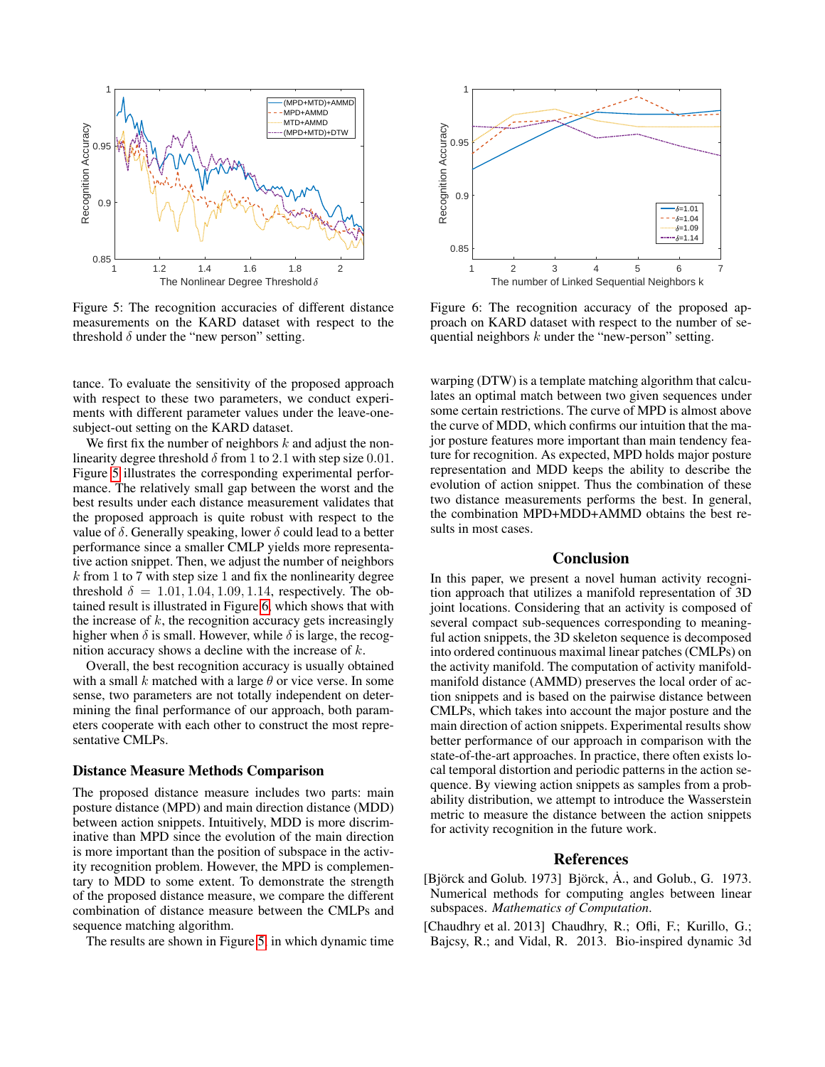Figure 5: The recognition accuracies of different distance measurements on the KARD dataset with respect to the threshold $\delta$ under the "new person" setting.

Figure 6: The recognition accuracy of the proposed approach on KARD dataset with respect to the number of sequential neighbors $k$ under the "new-person" setting.

tance. To evaluate the sensitivity of the proposed approach with respect to these two parameters, we conduct experiments with different parameter values under the leave-one-subject-out setting on the KARD dataset.

We first fix the number of neighbors $k$ and adjust the nonlinearity degree threshold $\delta$ from 1 to 2.1 with step size 0.01. Figure 5 illustrates the corresponding experimental performance. The relatively small gap between the worst and the best results under each distance measurement validates that the proposed approach is quite robust with respect to the value of $\delta$. Generally speaking, lower $\delta$ could lead to a better performance since a smaller CMLP yields more representative action snippet. Then, we adjust the number of neighbors $k$ from 1 to 7 with step size 1 and fix the nonlinearity degree threshold $\delta = 1.01, 1.04, 1.09, 1.14$, respectively. The obtained result is illustrated in Figure 6, which shows that with the increase of $k$, the recognition accuracy gets increasingly higher when $\delta$ is small. However, while $\delta$ is large, the recognition accuracy shows a decline with the increase of $k$.

Overall, the best recognition accuracy is usually obtained with a small $k$ matched with a large $\theta$ or vice verse. In some sense, two parameters are not totally independent on determining the final performance of our approach, both parameters cooperate with each other to construct the most representative CMLPs.

### Distance Measure Methods Comparison

The proposed distance measure includes two parts: main posture distance (MPD) and main direction distance (MDD) between action snippets. Intuitively, MDD is more discriminative than MPD since the evolution of the main direction is more important than the position of subspace in the activity recognition problem. However, the MPD is complementary to MDD to some extent. To demonstrate the strength of the proposed distance measure, we compare the different combination of distance measure between the CMLPs and sequence matching algorithm.

The results are shown in Figure 5, in which dynamic time warping (DTW) is a template matching algorithm that calculates an optimal match between two given sequences under some certain restrictions. The curve of MPD is almost above the curve of MDD, which confirms our intuition that the major posture features more important than main tendency feature for recognition. As expected, MPD holds major posture representation and MDD keeps the ability to describe the evolution of action snippet. Thus the combination of these two distance measurements performs the best. In general, the combination MPD+MDD+AMMD obtains the best results in most cases.

## Conclusion

In this paper, we present a novel human activity recognition approach that utilizes a manifold representation of 3D joint locations. Considering that an activity is composed of several compact sub-sequences corresponding to meaningful action snippets, the 3D skeleton sequence is decomposed into ordered continuous maximal linear patches (CMLPs) on the activity manifold. The computation of activity manifold-manifold distance (AMMD) preserves the local order of action snippets and is based on the pairwise distance between CMLPs, which takes into account the major posture and the main direction of action snippets. Experimental results show better performance of our approach in comparison with the state-of-the-art approaches. In practice, there often exists local temporal distortion and periodic patterns in the action sequence. By viewing action snippets as samples from a probability distribution, we attempt to introduce the Wasserstein metric to measure the distance between the action snippets for activity recognition in the future work.

## References

[Björck and Golub. 1973] Björck, Å., and Golub., G. 1973. Numerical methods for computing angles between linear subspaces. *Mathematics of Computation*.

[Chaudhry et al. 2013] Chaudhry, R.; Ofli, F.; Kurillo, G.; Bajcsy, R.; and Vidal, R. 2013. Bio-inspired dynamic 3d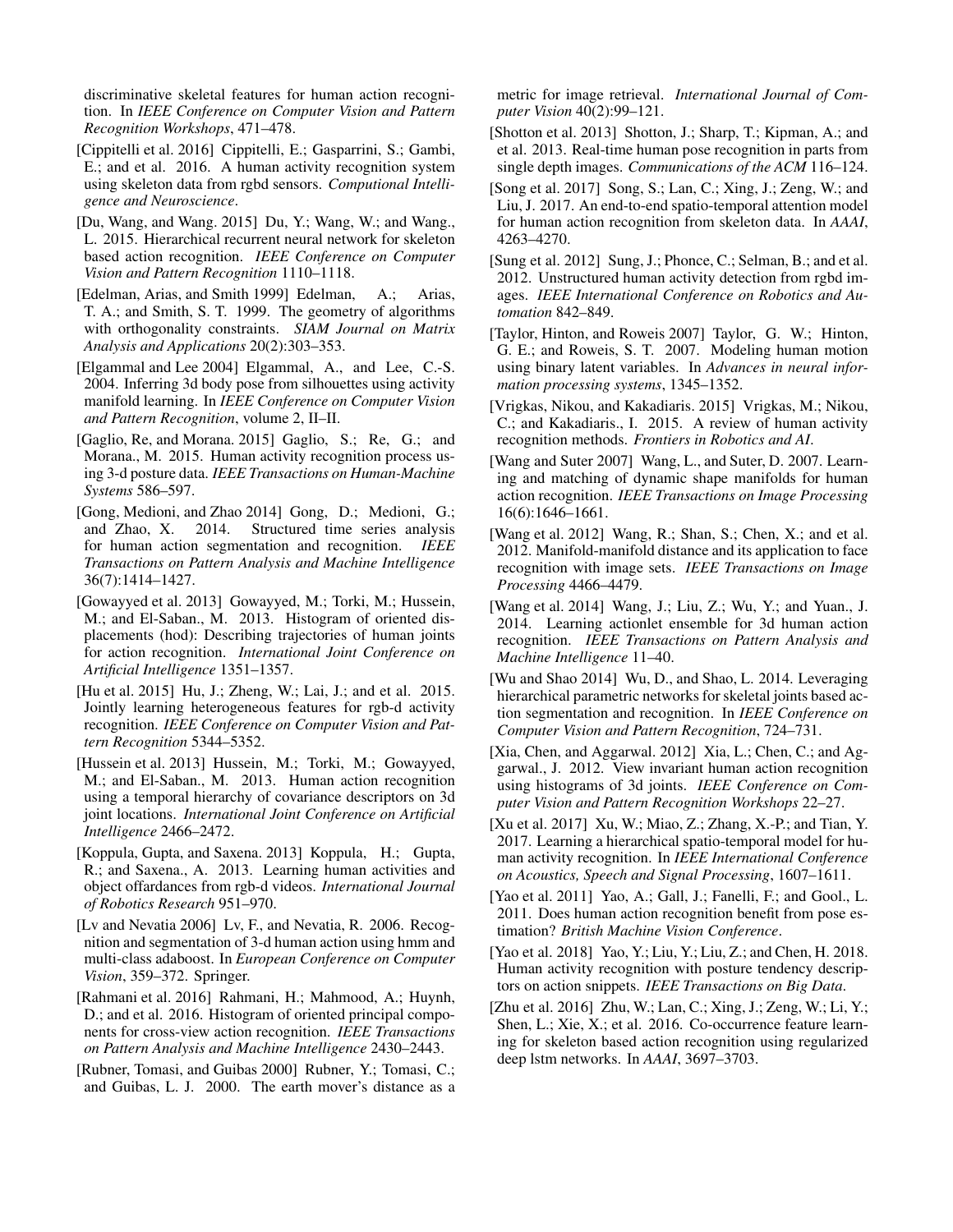discriminative skeletal features for human action recognition. In *IEEE Conference on Computer Vision and Pattern Recognition Workshops*, 471–478.

[Cippitelli et al. 2016] Cippitelli, E.; Gasparrini, S.; Gambi, E.; and et al. 2016. A human activity recognition system using skeleton data from rgbd sensors. *Computional Intelligence and Neuroscience*.

[Du, Wang, and Wang. 2015] Du, Y.; Wang, W.; and Wang., L. 2015. Hierarchical recurrent neural network for skeleton based action recognition. *IEEE Conference on Computer Vision and Pattern Recognition* 1110–1118.

[Edelman, Arias, and Smith 1999] Edelman, A.; Arias, T. A.; and Smith, S. T. 1999. The geometry of algorithms with orthogonality constraints. *SIAM Journal on Matrix Analysis and Applications* 20(2):303–353.

[Elgammal and Lee 2004] Elgammal, A., and Lee, C.-S. 2004. Inferring 3d body pose from silhouettes using activity manifold learning. In *IEEE Conference on Computer Vision and Pattern Recognition*, volume 2, II–II.

[Gaglio, Re, and Morana. 2015] Gaglio, S.; Re, G.; and Morana., M. 2015. Human activity recognition process using 3-d posture data. *IEEE Transactions on Human-Machine Systems* 586–597.

[Gong, Medioni, and Zhao 2014] Gong, D.; Medioni, G.; and Zhao, X. 2014. Structured time series analysis for human action segmentation and recognition. *IEEE Transactions on Pattern Analysis and Machine Intelligence* 36(7):1414–1427.

[Gowayyed et al. 2013] Gowayyed, M.; Torki, M.; Hussein, M.; and El-Saban., M. 2013. Histogram of oriented displacements (hod): Describing trajectories of human joints for action recognition. *International Joint Conference on Artificial Intelligence* 1351–1357.

[Hu et al. 2015] Hu, J.; Zheng, W.; Lai, J.; and et al. 2015. Jointly learning heterogeneous features for rgb-d activity recognition. *IEEE Conference on Computer Vision and Pattern Recognition* 5344–5352.

[Hussein et al. 2013] Hussein, M.; Torki, M.; Gowayyed, M.; and El-Saban., M. 2013. Human action recognition using a temporal hierarchy of covariance descriptors on 3d joint locations. *International Joint Conference on Artificial Intelligence* 2466–2472.

[Koppula, Gupta, and Saxena. 2013] Koppula, H.; Gupta, R.; and Saxena., A. 2013. Learning human activities and object offardances from rgb-d videos. *International Journal of Robotics Research* 951–970.

[Lv and Nevatia 2006] Lv, F., and Nevatia, R. 2006. Recognition and segmentation of 3-d human action using hmm and multi-class adaboost. In *European Conference on Computer Vision*, 359–372. Springer.

[Rahmani et al. 2016] Rahmani, H.; Mahmood, A.; Huynh, D.; and et al. 2016. Histogram of oriented principal components for cross-view action recognition. *IEEE Transactions on Pattern Analysis and Machine Intelligence* 2430–2443.

[Rubner, Tomasi, and Guibas 2000] Rubner, Y.; Tomasi, C.; and Guibas, L. J. 2000. The earth mover's distance as a metric for image retrieval. *International Journal of Computer Vision* 40(2):99–121.

[Shotton et al. 2013] Shotton, J.; Sharp, T.; Kipman, A.; and et al. 2013. Real-time human pose recognition in parts from single depth images. *Communications of the ACM* 116–124.

[Song et al. 2017] Song, S.; Lan, C.; Xing, J.; Zeng, W.; and Liu, J. 2017. An end-to-end spatio-temporal attention model for human action recognition from skeleton data. In *AAAI*, 4263–4270.

[Sung et al. 2012] Sung, J.; Phonce, C.; Selman, B.; and et al. 2012. Unstructured human activity detection from rgbd images. *IEEE International Conference on Robotics and Automation* 842–849.

[Taylor, Hinton, and Roweis 2007] Taylor, G. W.; Hinton, G. E.; and Roweis, S. T. 2007. Modeling human motion using binary latent variables. In *Advances in neural information processing systems*, 1345–1352.

[Vrigkas, Nikou, and Kakadiaris. 2015] Vrigkas, M.; Nikou, C.; and Kakadiaris., I. 2015. A review of human activity recognition methods. *Frontiers in Robotics and AI*.

[Wang and Suter 2007] Wang, L., and Suter, D. 2007. Learning and matching of dynamic shape manifolds for human action recognition. *IEEE Transactions on Image Processing* 16(6):1646–1661.

[Wang et al. 2012] Wang, R.; Shan, S.; Chen, X.; and et al. 2012. Manifold-manifold distance and its application to face recognition with image sets. *IEEE Transactions on Image Processing* 4466–4479.

[Wang et al. 2014] Wang, J.; Liu, Z.; Wu, Y.; and Yuan., J. 2014. Learning actionlet ensemble for 3d human action recognition. *IEEE Transactions on Pattern Analysis and Machine Intelligence* 11–40.

[Wu and Shao 2014] Wu, D., and Shao, L. 2014. Leveraging hierarchical parametric networks for skeletal joints based action segmentation and recognition. In *IEEE Conference on Computer Vision and Pattern Recognition*, 724–731.

[Xia, Chen, and Aggarwal. 2012] Xia, L.; Chen, C.; and Aggarwal., J. 2012. View invariant human action recognition using histograms of 3d joints. *IEEE Conference on Computer Vision and Pattern Recognition Workshops* 22–27.

[Xu et al. 2017] Xu, W.; Miao, Z.; Zhang, X.-P.; and Tian, Y. 2017. Learning a hierarchical spatio-temporal model for human action recognition. In *IEEE International Conference on Acoustics, Speech and Signal Processing*, 1607–1611.

[Yao et al. 2011] Yao, A.; Gall, J.; Fanelli, F.; and Gool., L. 2011. Does human action recognition benefit from pose estimation? *British Machine Vision Conference*.

[Yao et al. 2018] Yao, Y.; Liu, Y.; Liu, Z.; and Chen, H. 2018. Human activity recognition with posture tendency descriptors on action snippets. *IEEE Transactions on Big Data*.

[Zhu et al. 2016] Zhu, W.; Lan, C.; Xing, J.; Zeng, W.; Li, Y.; Shen, L.; Xie, X.; et al. 2016. Co-occurrence feature learning for skeleton based action recognition using regularized deep lstm networks. In *AAAI*, 3697–3703.